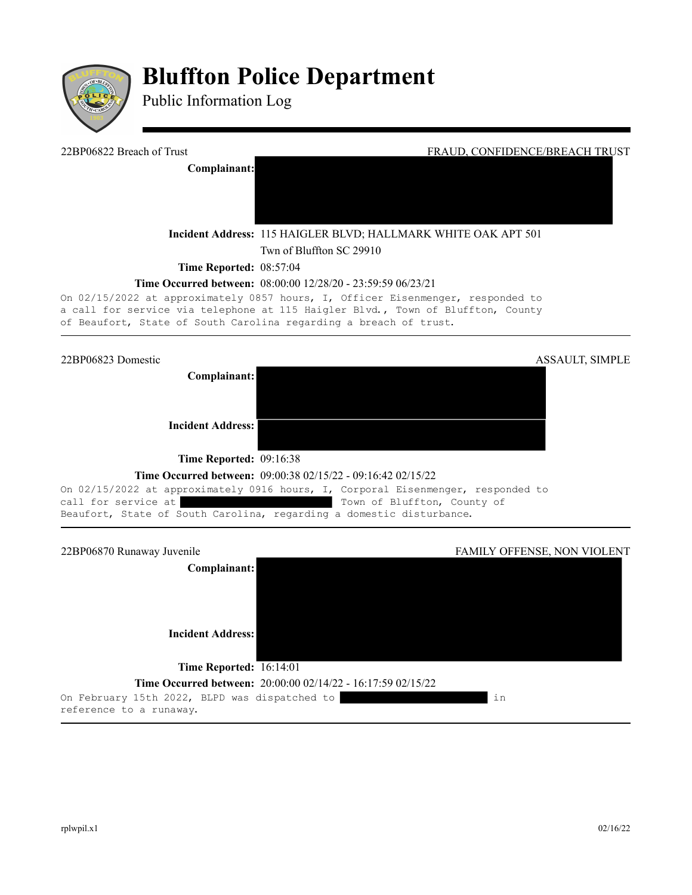# Bluffton Police Department

Public Information Log

---

22BP06822 Breach of Trust — FRAUD, CONFIDENCE/BREACH TRUST

**Complainant:**

**Incident Address:** 115 HAIGLER BLVD; HALLMARK WHITE OAK APT 501
Twn of Bluffton SC 29910

**Time Reported:** 08:57:04

**Time Occurred between:** 08:00:00 12/28/20 - 23:59:59 06/23/21

On 02/15/2022 at approximately 0857 hours, I, Officer Eisenmenger, responded to a call for service via telephone at 115 Haigler Blvd., Town of Bluffton, County of Beaufort, State of South Carolina regarding a breach of trust.

---

22BP06823 Domestic — ASSAULT, SIMPLE

**Complainant:**

**Incident Address:**

**Time Reported:** 09:16:38

**Time Occurred between:** 09:00:38 02/15/22 - 09:16:42 02/15/22

On 02/15/2022 at approximately 0916 hours, I, Corporal Eisenmenger, responded to call for service at Town of Bluffton, County of Beaufort, State of South Carolina, regarding a domestic disturbance.

---

22BP06870 Runaway Juvenile — FAMILY OFFENSE, NON VIOLENT

**Complainant:**

**Incident Address:**

**Time Reported:** 16:14:01

**Time Occurred between:** 20:00:00 02/14/22 - 16:17:59 02/15/22

On February 15th 2022, BLPD was dispatched to in reference to a runaway.

---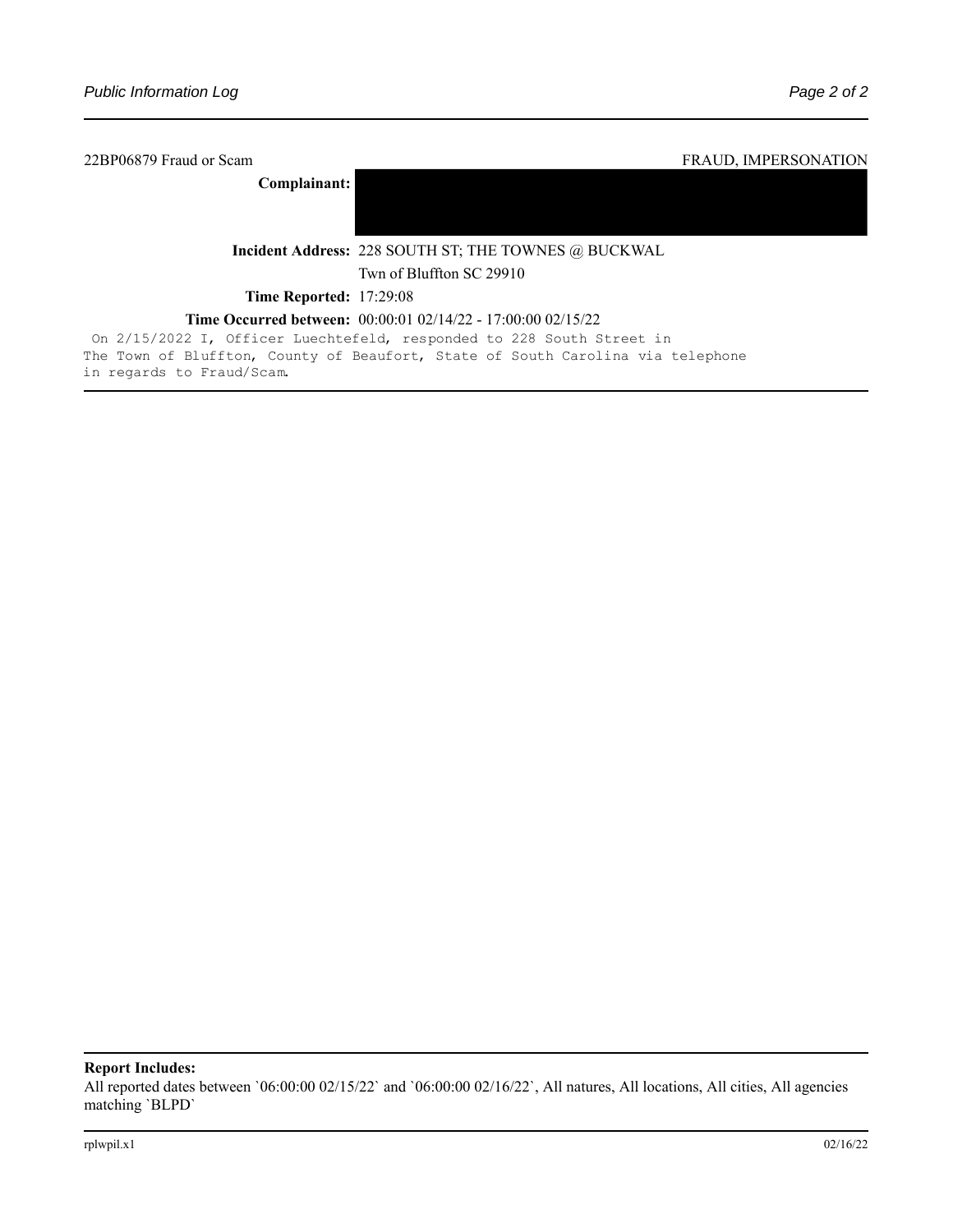22BP06879 Fraud or Scam FRAUD, IMPERSONATION

**Complainant:**

**Incident Address:** 228 SOUTH ST; THE TOWNES @ BUCKWAL
Twn of Bluffton SC 29910

**Time Reported:** 17:29:08

**Time Occurred between:** 00:00:01 02/14/22 - 17:00:00 02/15/22

On 2/15/2022 I, Officer Luechtefeld, responded to 228 South Street in The Town of Bluffton, County of Beaufort, State of South Carolina via telephone in regards to Fraud/Scam.

---

**Report Includes:**

All reported dates between `06:00:00 02/15/22` and `06:00:00 02/16/22`, All natures, All locations, All cities, All agencies matching `BLPD`

rplwpil.x1 02/16/22